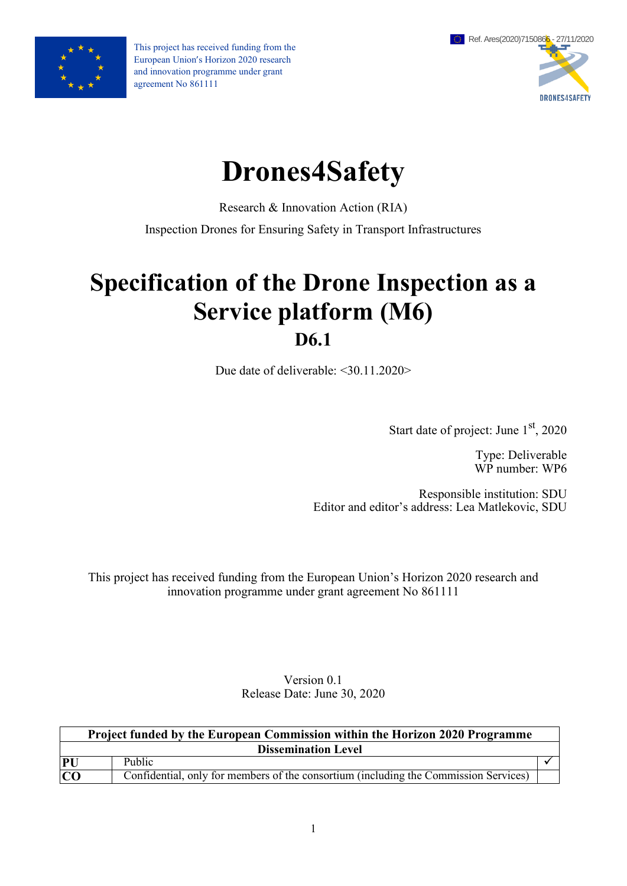This project has received funding from the European Union's Horizon 2020 research and innovation programme under grant agreement No 861111

Ref. Ares(2020)7150866 - 27/11/2020

DRONES4SAFETY

# Drones4Safety

Research & Innovation Action (RIA)

Inspection Drones for Ensuring Safety in Transport Infrastructures

# Specification of the Drone Inspection as a Service platform (M6)

## D6.1

Due date of deliverable: <30.11.2020>

Start date of project: June 1st, 2020

Type: Deliverable
WP number: WP6

Responsible institution: SDU
Editor and editor's address: Lea Matlekovic, SDU

This project has received funding from the European Union's Horizon 2020 research and innovation programme under grant agreement No 861111

Version 0.1
Release Date: June 30, 2020

| Project funded by the European Commission within the Horizon 2020 Programme | | |
|---|---|---|
| **Dissemination Level** | | |
| **PU** | Public | ✓ |
| **CO** | Confidential, only for members of the consortium (including the Commission Services) | |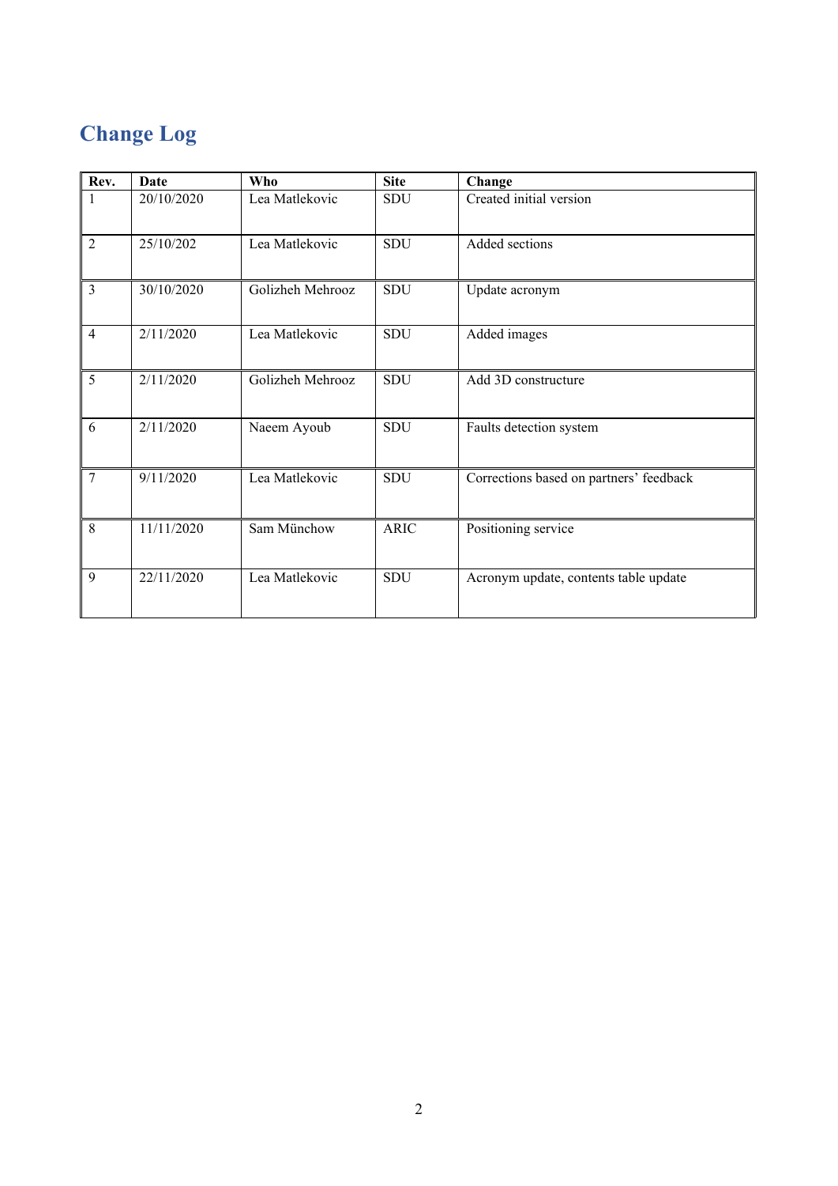# Change Log

| Rev. | Date | Who | Site | Change |
|---|---|---|---|---|
| 1 | 20/10/2020 | Lea Matlekovic | SDU | Created initial version |
| 2 | 25/10/202 | Lea Matlekovic | SDU | Added sections |
| 3 | 30/10/2020 | Golizheh Mehrooz | SDU | Update acronym |
| 4 | 2/11/2020 | Lea Matlekovic | SDU | Added images |
| 5 | 2/11/2020 | Golizheh Mehrooz | SDU | Add 3D constructure |
| 6 | 2/11/2020 | Naeem Ayoub | SDU | Faults detection system |
| 7 | 9/11/2020 | Lea Matlekovic | SDU | Corrections based on partners' feedback |
| 8 | 11/11/2020 | Sam Münchow | ARIC | Positioning service |
| 9 | 22/11/2020 | Lea Matlekovic | SDU | Acronym update, contents table update |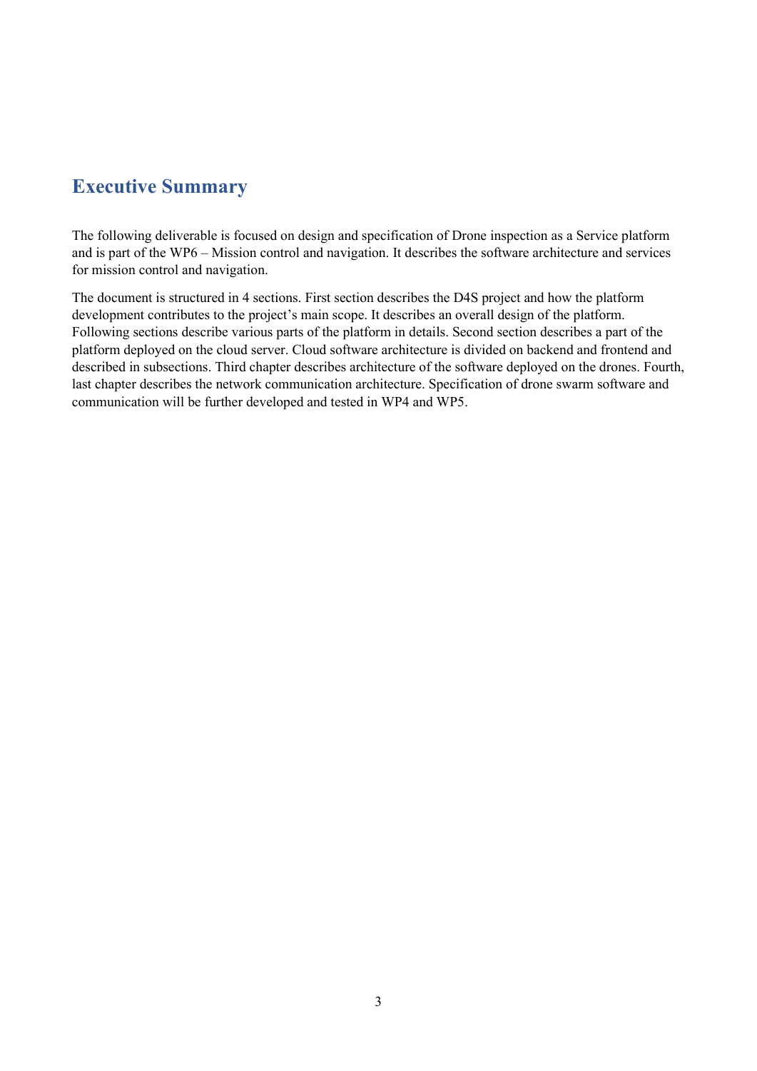# Executive Summary

The following deliverable is focused on design and specification of Drone inspection as a Service platform and is part of the WP6 – Mission control and navigation. It describes the software architecture and services for mission control and navigation.

The document is structured in 4 sections. First section describes the D4S project and how the platform development contributes to the project's main scope. It describes an overall design of the platform. Following sections describe various parts of the platform in details. Second section describes a part of the platform deployed on the cloud server. Cloud software architecture is divided on backend and frontend and described in subsections. Third chapter describes architecture of the software deployed on the drones. Fourth, last chapter describes the network communication architecture. Specification of drone swarm software and communication will be further developed and tested in WP4 and WP5.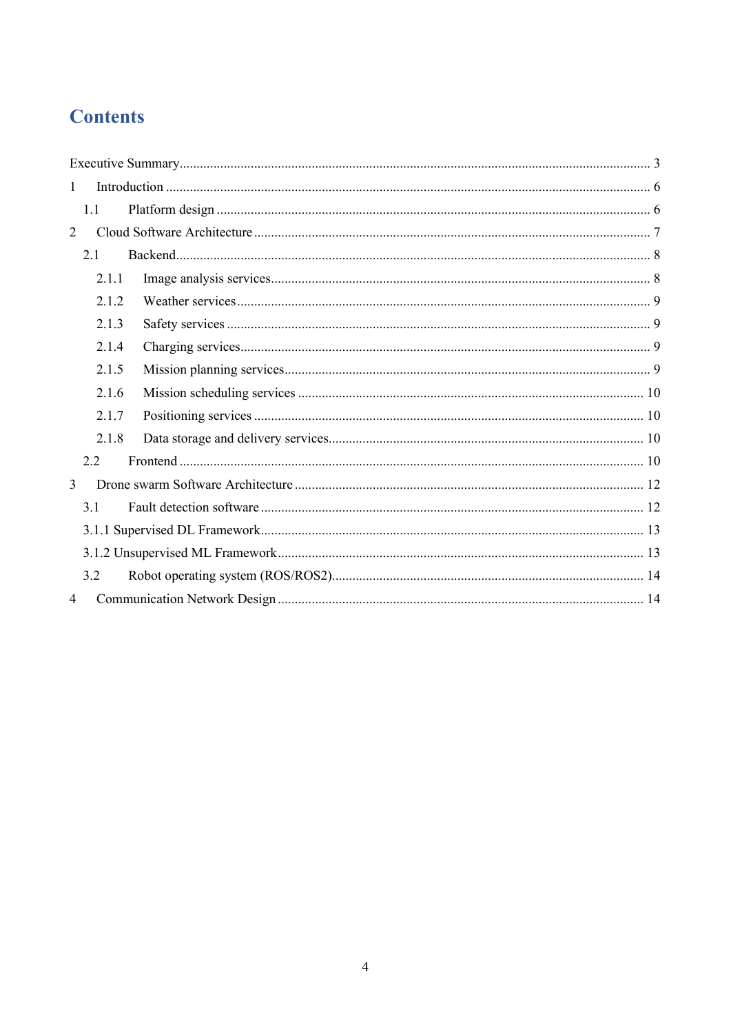# Contents

Executive Summary ........................................................................................................................ 3

1 Introduction ............................................................................................................................. 6

1.1 Platform design ..................................................................................................................... 6

2 Cloud Software Architecture ................................................................................................... 7

2.1 Backend.................................................................................................................................. 8

2.1.1 Image analysis services..................................................................................................... 8

2.1.2 Weather services ............................................................................................................... 9

2.1.3 Safety services .................................................................................................................. 9

2.1.4 Charging services.............................................................................................................. 9

2.1.5 Mission planning services................................................................................................. 9

2.1.6 Mission scheduling services ............................................................................................ 10

2.1.7 Positioning services ......................................................................................................... 10

2.1.8 Data storage and delivery services................................................................................... 10

2.2 Frontend ............................................................................................................................... 10

3 Drone swarm Software Architecture ..................................................................................... 12

3.1 Fault detection software ...................................................................................................... 12

3.1.1 Supervised DL Framework.............................................................................................. 13

3.1.2 Unsupervised ML Framework.......................................................................................... 13

3.2 Robot operating system (ROS/ROS2).................................................................................. 14

4 Communication Network Design .......................................................................................... 14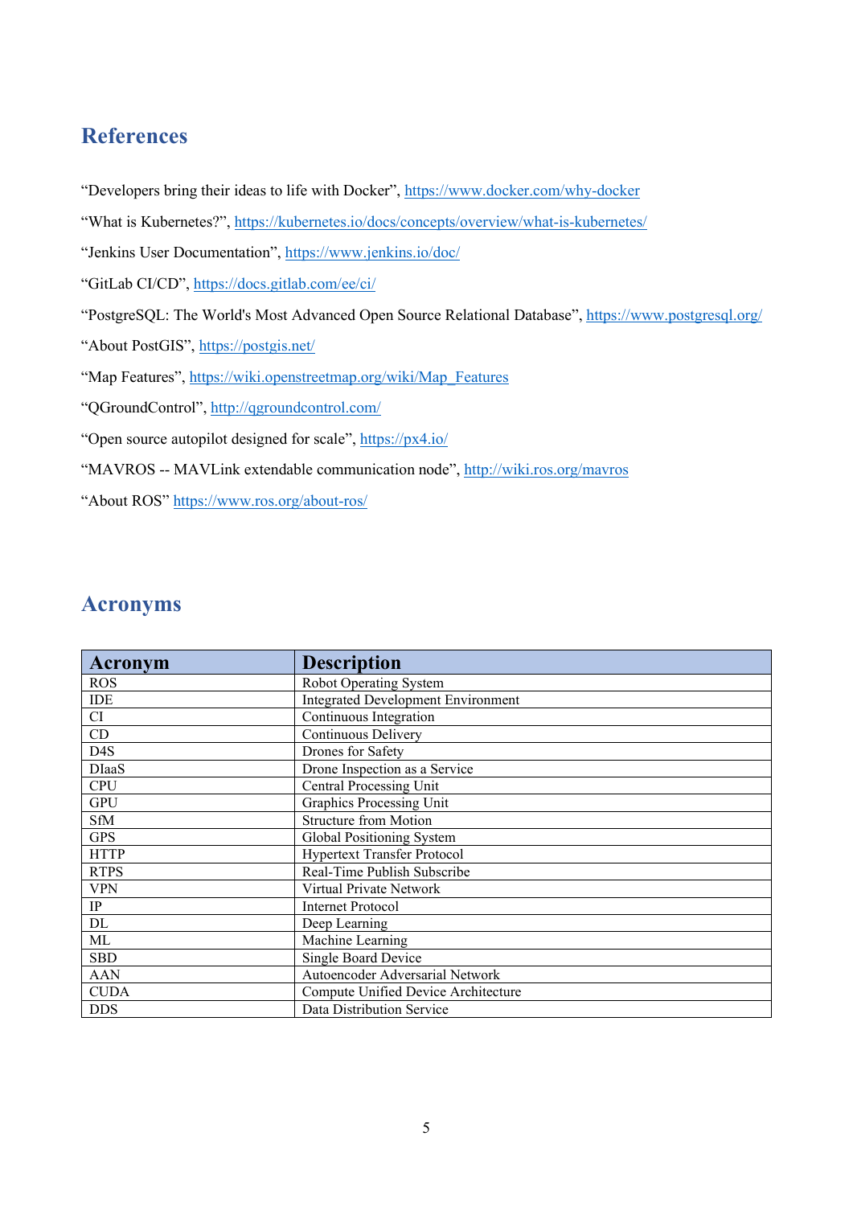## References

“Developers bring their ideas to life with Docker”, https://www.docker.com/why-docker

“What is Kubernetes?”, https://kubernetes.io/docs/concepts/overview/what-is-kubernetes/

“Jenkins User Documentation”, https://www.jenkins.io/doc/

“GitLab CI/CD”, https://docs.gitlab.com/ee/ci/

“PostgreSQL: The World's Most Advanced Open Source Relational Database”, https://www.postgresql.org/

“About PostGIS”, https://postgis.net/

“Map Features”, https://wiki.openstreetmap.org/wiki/Map_Features

“QGroundControl”, http://qgroundcontrol.com/

“Open source autopilot designed for scale”, https://px4.io/

“MAVROS -- MAVLink extendable communication node”, http://wiki.ros.org/mavros

“About ROS” https://www.ros.org/about-ros/

## Acronyms

| Acronym | Description |
|---|---|
| ROS | Robot Operating System |
| IDE | Integrated Development Environment |
| CI | Continuous Integration |
| CD | Continuous Delivery |
| D4S | Drones for Safety |
| DIaaS | Drone Inspection as a Service |
| CPU | Central Processing Unit |
| GPU | Graphics Processing Unit |
| SfM | Structure from Motion |
| GPS | Global Positioning System |
| HTTP | Hypertext Transfer Protocol |
| RTPS | Real-Time Publish Subscribe |
| VPN | Virtual Private Network |
| IP | Internet Protocol |
| DL | Deep Learning |
| ML | Machine Learning |
| SBD | Single Board Device |
| AAN | Autoencoder Adversarial Network |
| CUDA | Compute Unified Device Architecture |
| DDS | Data Distribution Service |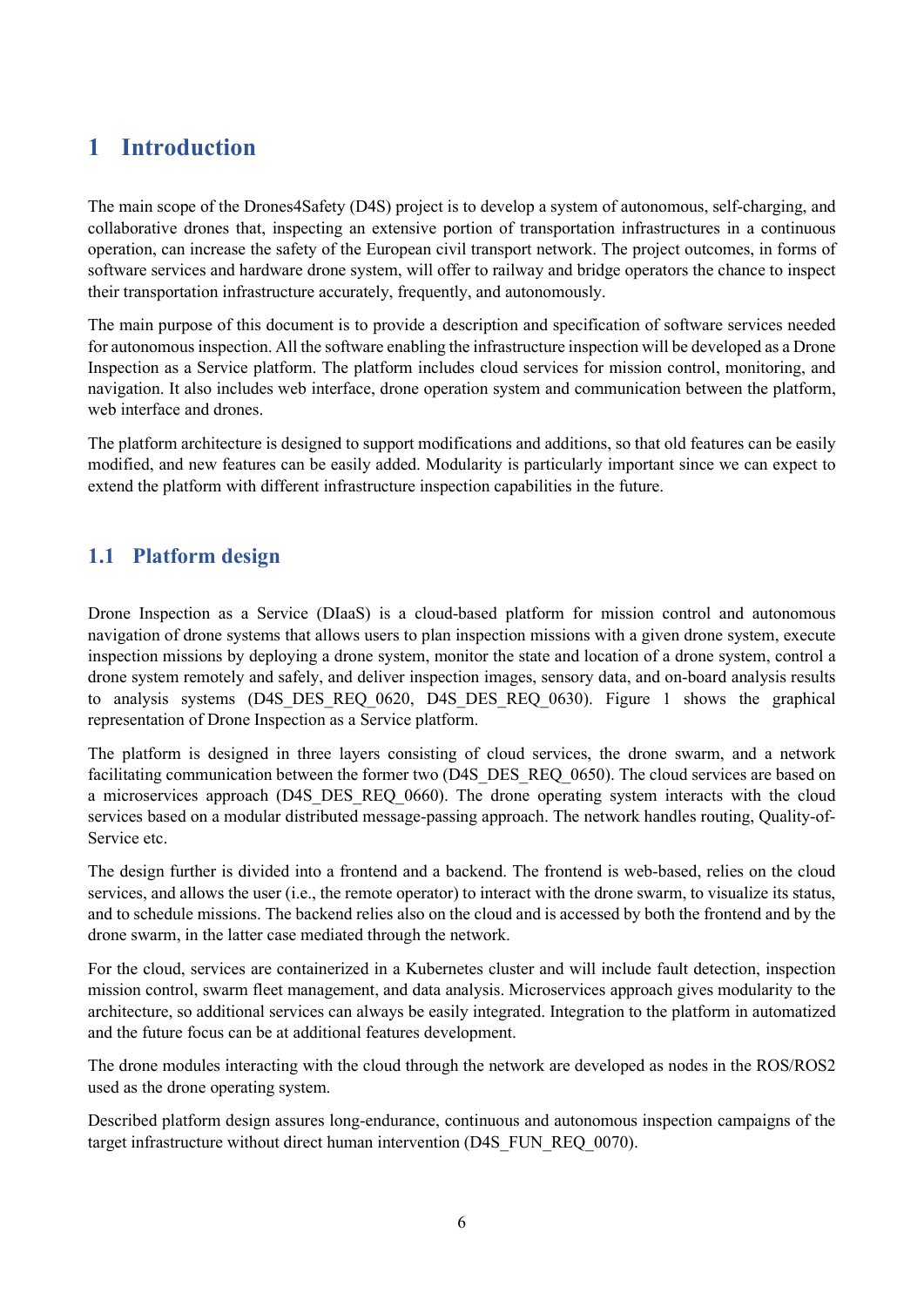# 1 Introduction

The main scope of the Drones4Safety (D4S) project is to develop a system of autonomous, self-charging, and collaborative drones that, inspecting an extensive portion of transportation infrastructures in a continuous operation, can increase the safety of the European civil transport network. The project outcomes, in forms of software services and hardware drone system, will offer to railway and bridge operators the chance to inspect their transportation infrastructure accurately, frequently, and autonomously.

The main purpose of this document is to provide a description and specification of software services needed for autonomous inspection. All the software enabling the infrastructure inspection will be developed as a Drone Inspection as a Service platform. The platform includes cloud services for mission control, monitoring, and navigation. It also includes web interface, drone operation system and communication between the platform, web interface and drones.

The platform architecture is designed to support modifications and additions, so that old features can be easily modified, and new features can be easily added. Modularity is particularly important since we can expect to extend the platform with different infrastructure inspection capabilities in the future.

## 1.1 Platform design

Drone Inspection as a Service (DIaaS) is a cloud-based platform for mission control and autonomous navigation of drone systems that allows users to plan inspection missions with a given drone system, execute inspection missions by deploying a drone system, monitor the state and location of a drone system, control a drone system remotely and safely, and deliver inspection images, sensory data, and on-board analysis results to analysis systems (D4S_DES_REQ_0620, D4S_DES_REQ_0630). Figure 1 shows the graphical representation of Drone Inspection as a Service platform.

The platform is designed in three layers consisting of cloud services, the drone swarm, and a network facilitating communication between the former two (D4S_DES_REQ_0650). The cloud services are based on a microservices approach (D4S_DES_REQ_0660). The drone operating system interacts with the cloud services based on a modular distributed message-passing approach. The network handles routing, Quality-of-Service etc.

The design further is divided into a frontend and a backend. The frontend is web-based, relies on the cloud services, and allows the user (i.e., the remote operator) to interact with the drone swarm, to visualize its status, and to schedule missions. The backend relies also on the cloud and is accessed by both the frontend and by the drone swarm, in the latter case mediated through the network.

For the cloud, services are containerized in a Kubernetes cluster and will include fault detection, inspection mission control, swarm fleet management, and data analysis. Microservices approach gives modularity to the architecture, so additional services can always be easily integrated. Integration to the platform in automatized and the future focus can be at additional features development.

The drone modules interacting with the cloud through the network are developed as nodes in the ROS/ROS2 used as the drone operating system.

Described platform design assures long-endurance, continuous and autonomous inspection campaigns of the target infrastructure without direct human intervention (D4S_FUN_REQ_0070).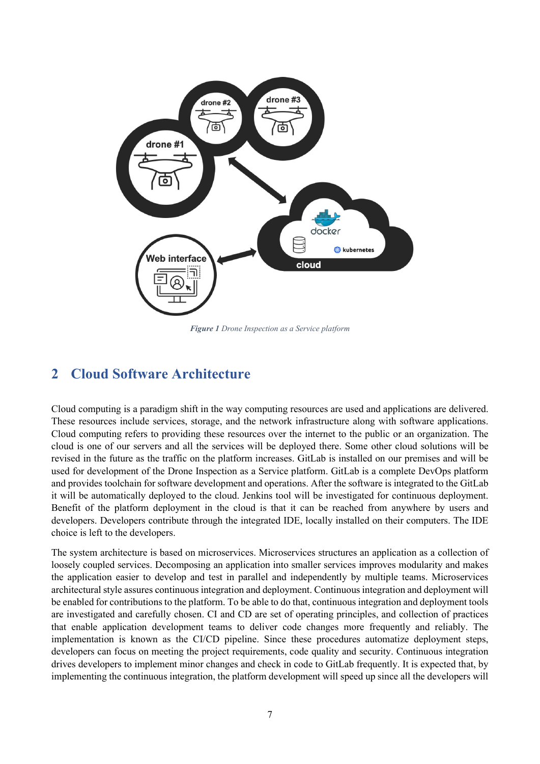*Figure 1 Drone Inspection as a Service platform*

## 2 Cloud Software Architecture

Cloud computing is a paradigm shift in the way computing resources are used and applications are delivered. These resources include services, storage, and the network infrastructure along with software applications. Cloud computing refers to providing these resources over the internet to the public or an organization. The cloud is one of our servers and all the services will be deployed there. Some other cloud solutions will be revised in the future as the traffic on the platform increases. GitLab is installed on our premises and will be used for development of the Drone Inspection as a Service platform. GitLab is a complete DevOps platform and provides toolchain for software development and operations. After the software is integrated to the GitLab it will be automatically deployed to the cloud. Jenkins tool will be investigated for continuous deployment. Benefit of the platform deployment in the cloud is that it can be reached from anywhere by users and developers. Developers contribute through the integrated IDE, locally installed on their computers. The IDE choice is left to the developers.

The system architecture is based on microservices. Microservices structures an application as a collection of loosely coupled services. Decomposing an application into smaller services improves modularity and makes the application easier to develop and test in parallel and independently by multiple teams. Microservices architectural style assures continuous integration and deployment. Continuous integration and deployment will be enabled for contributions to the platform. To be able to do that, continuous integration and deployment tools are investigated and carefully chosen. CI and CD are set of operating principles, and collection of practices that enable application development teams to deliver code changes more frequently and reliably. The implementation is known as the CI/CD pipeline. Since these procedures automatize deployment steps, developers can focus on meeting the project requirements, code quality and security. Continuous integration drives developers to implement minor changes and check in code to GitLab frequently. It is expected that, by implementing the continuous integration, the platform development will speed up since all the developers will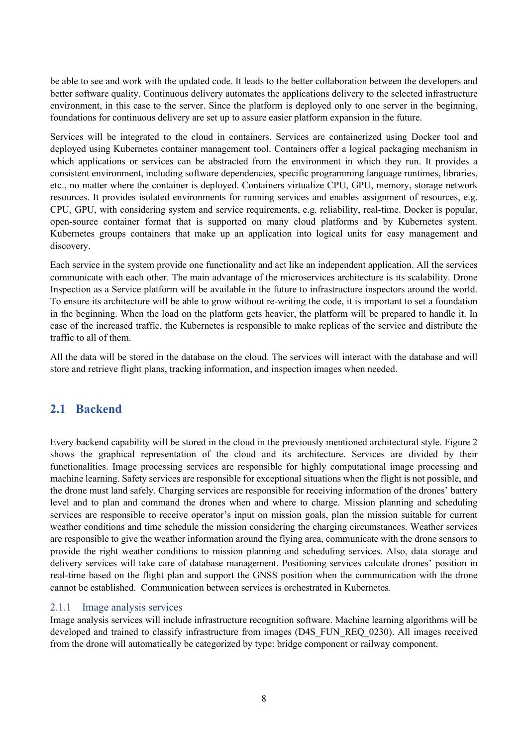be able to see and work with the updated code. It leads to the better collaboration between the developers and better software quality. Continuous delivery automates the applications delivery to the selected infrastructure environment, in this case to the server. Since the platform is deployed only to one server in the beginning, foundations for continuous delivery are set up to assure easier platform expansion in the future.

Services will be integrated to the cloud in containers. Services are containerized using Docker tool and deployed using Kubernetes container management tool. Containers offer a logical packaging mechanism in which applications or services can be abstracted from the environment in which they run. It provides a consistent environment, including software dependencies, specific programming language runtimes, libraries, etc., no matter where the container is deployed. Containers virtualize CPU, GPU, memory, storage network resources. It provides isolated environments for running services and enables assignment of resources, e.g. CPU, GPU, with considering system and service requirements, e.g. reliability, real-time. Docker is popular, open-source container format that is supported on many cloud platforms and by Kubernetes system. Kubernetes groups containers that make up an application into logical units for easy management and discovery.

Each service in the system provide one functionality and act like an independent application. All the services communicate with each other. The main advantage of the microservices architecture is its scalability. Drone Inspection as a Service platform will be available in the future to infrastructure inspectors around the world. To ensure its architecture will be able to grow without re-writing the code, it is important to set a foundation in the beginning. When the load on the platform gets heavier, the platform will be prepared to handle it. In case of the increased traffic, the Kubernetes is responsible to make replicas of the service and distribute the traffic to all of them.

All the data will be stored in the database on the cloud. The services will interact with the database and will store and retrieve flight plans, tracking information, and inspection images when needed.

## 2.1 Backend

Every backend capability will be stored in the cloud in the previously mentioned architectural style. Figure 2 shows the graphical representation of the cloud and its architecture. Services are divided by their functionalities. Image processing services are responsible for highly computational image processing and machine learning. Safety services are responsible for exceptional situations when the flight is not possible, and the drone must land safely. Charging services are responsible for receiving information of the drones' battery level and to plan and command the drones when and where to charge. Mission planning and scheduling services are responsible to receive operator's input on mission goals, plan the mission suitable for current weather conditions and time schedule the mission considering the charging circumstances. Weather services are responsible to give the weather information around the flying area, communicate with the drone sensors to provide the right weather conditions to mission planning and scheduling services. Also, data storage and delivery services will take care of database management. Positioning services calculate drones' position in real-time based on the flight plan and support the GNSS position when the communication with the drone cannot be established. Communication between services is orchestrated in Kubernetes.

### 2.1.1 Image analysis services

Image analysis services will include infrastructure recognition software. Machine learning algorithms will be developed and trained to classify infrastructure from images (D4S_FUN_REQ_0230). All images received from the drone will automatically be categorized by type: bridge component or railway component.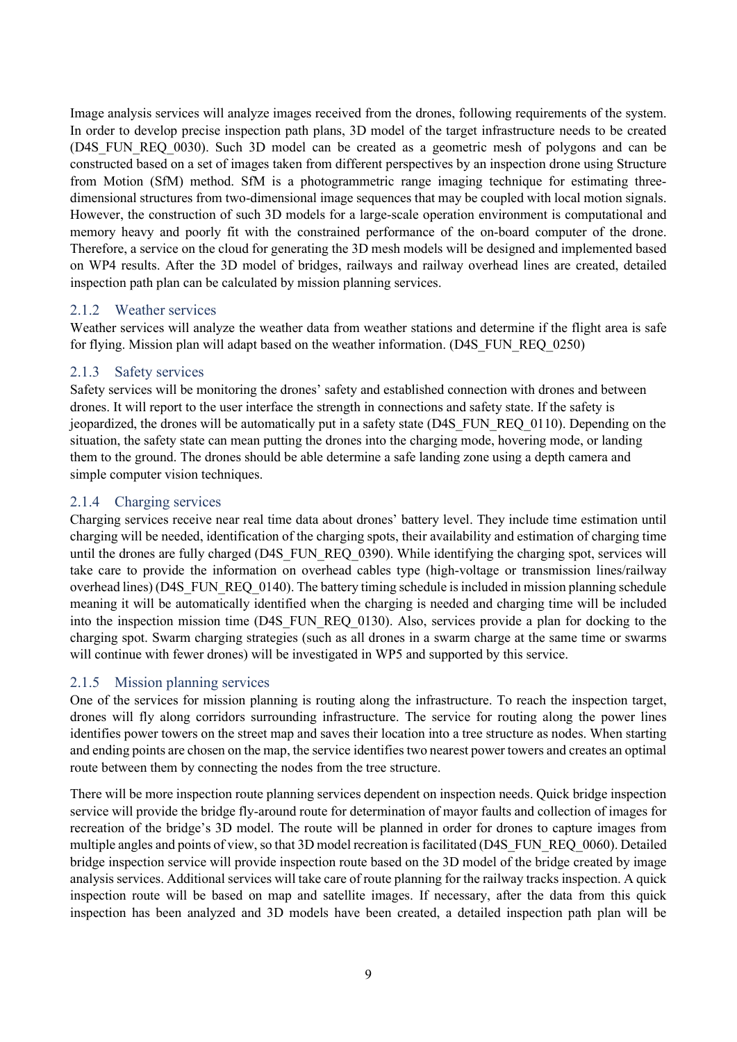Image analysis services will analyze images received from the drones, following requirements of the system. In order to develop precise inspection path plans, 3D model of the target infrastructure needs to be created (D4S_FUN_REQ_0030). Such 3D model can be created as a geometric mesh of polygons and can be constructed based on a set of images taken from different perspectives by an inspection drone using Structure from Motion (SfM) method. SfM is a photogrammetric range imaging technique for estimating three-dimensional structures from two-dimensional image sequences that may be coupled with local motion signals. However, the construction of such 3D models for a large-scale operation environment is computational and memory heavy and poorly fit with the constrained performance of the on-board computer of the drone. Therefore, a service on the cloud for generating the 3D mesh models will be designed and implemented based on WP4 results. After the 3D model of bridges, railways and railway overhead lines are created, detailed inspection path plan can be calculated by mission planning services.

### 2.1.2 Weather services

Weather services will analyze the weather data from weather stations and determine if the flight area is safe for flying. Mission plan will adapt based on the weather information. (D4S_FUN_REQ_0250)

### 2.1.3 Safety services

Safety services will be monitoring the drones' safety and established connection with drones and between drones. It will report to the user interface the strength in connections and safety state. If the safety is jeopardized, the drones will be automatically put in a safety state (D4S_FUN_REQ_0110). Depending on the situation, the safety state can mean putting the drones into the charging mode, hovering mode, or landing them to the ground. The drones should be able determine a safe landing zone using a depth camera and simple computer vision techniques.

### 2.1.4 Charging services

Charging services receive near real time data about drones' battery level. They include time estimation until charging will be needed, identification of the charging spots, their availability and estimation of charging time until the drones are fully charged (D4S_FUN_REQ_0390). While identifying the charging spot, services will take care to provide the information on overhead cables type (high-voltage or transmission lines/railway overhead lines) (D4S_FUN_REQ_0140). The battery timing schedule is included in mission planning schedule meaning it will be automatically identified when the charging is needed and charging time will be included into the inspection mission time (D4S_FUN_REQ_0130). Also, services provide a plan for docking to the charging spot. Swarm charging strategies (such as all drones in a swarm charge at the same time or swarms will continue with fewer drones) will be investigated in WP5 and supported by this service.

### 2.1.5 Mission planning services

One of the services for mission planning is routing along the infrastructure. To reach the inspection target, drones will fly along corridors surrounding infrastructure. The service for routing along the power lines identifies power towers on the street map and saves their location into a tree structure as nodes. When starting and ending points are chosen on the map, the service identifies two nearest power towers and creates an optimal route between them by connecting the nodes from the tree structure.

There will be more inspection route planning services dependent on inspection needs. Quick bridge inspection service will provide the bridge fly-around route for determination of mayor faults and collection of images for recreation of the bridge's 3D model. The route will be planned in order for drones to capture images from multiple angles and points of view, so that 3D model recreation is facilitated (D4S_FUN_REQ_0060). Detailed bridge inspection service will provide inspection route based on the 3D model of the bridge created by image analysis services. Additional services will take care of route planning for the railway tracks inspection. A quick inspection route will be based on map and satellite images. If necessary, after the data from this quick inspection has been analyzed and 3D models have been created, a detailed inspection path plan will be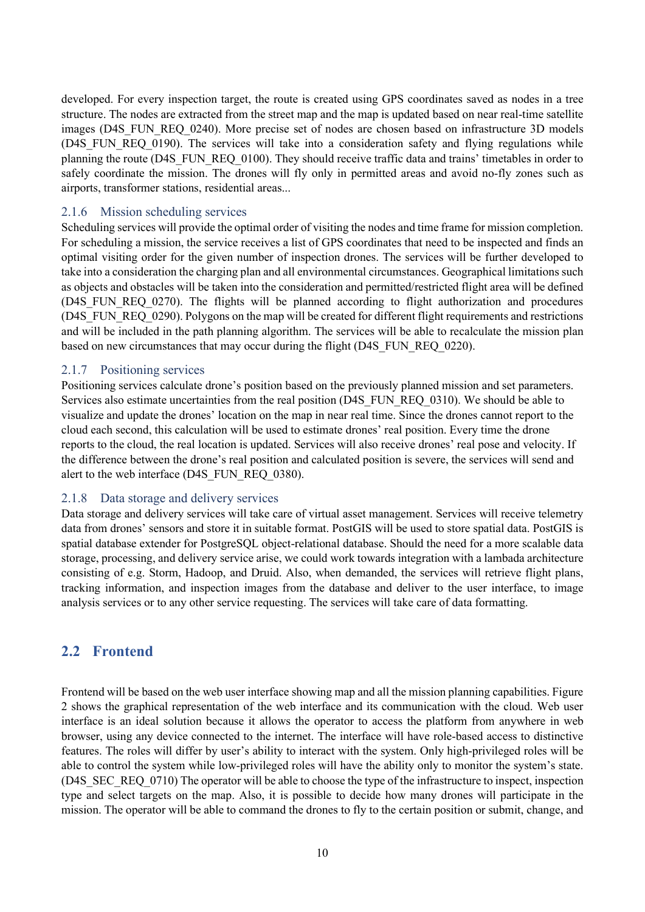developed. For every inspection target, the route is created using GPS coordinates saved as nodes in a tree structure. The nodes are extracted from the street map and the map is updated based on near real-time satellite images (D4S_FUN_REQ_0240). More precise set of nodes are chosen based on infrastructure 3D models (D4S_FUN_REQ_0190). The services will take into a consideration safety and flying regulations while planning the route (D4S_FUN_REQ_0100). They should receive traffic data and trains' timetables in order to safely coordinate the mission. The drones will fly only in permitted areas and avoid no-fly zones such as airports, transformer stations, residential areas...

### 2.1.6 Mission scheduling services

Scheduling services will provide the optimal order of visiting the nodes and time frame for mission completion. For scheduling a mission, the service receives a list of GPS coordinates that need to be inspected and finds an optimal visiting order for the given number of inspection drones. The services will be further developed to take into a consideration the charging plan and all environmental circumstances. Geographical limitations such as objects and obstacles will be taken into the consideration and permitted/restricted flight area will be defined (D4S_FUN_REQ_0270). The flights will be planned according to flight authorization and procedures (D4S_FUN_REQ_0290). Polygons on the map will be created for different flight requirements and restrictions and will be included in the path planning algorithm. The services will be able to recalculate the mission plan based on new circumstances that may occur during the flight (D4S_FUN_REQ_0220).

### 2.1.7 Positioning services

Positioning services calculate drone's position based on the previously planned mission and set parameters. Services also estimate uncertainties from the real position (D4S_FUN_REQ_0310). We should be able to visualize and update the drones' location on the map in near real time. Since the drones cannot report to the cloud each second, this calculation will be used to estimate drones' real position. Every time the drone reports to the cloud, the real location is updated. Services will also receive drones' real pose and velocity. If the difference between the drone's real position and calculated position is severe, the services will send and alert to the web interface (D4S_FUN_REQ_0380).

### 2.1.8 Data storage and delivery services

Data storage and delivery services will take care of virtual asset management. Services will receive telemetry data from drones' sensors and store it in suitable format. PostGIS will be used to store spatial data. PostGIS is spatial database extender for PostgreSQL object-relational database. Should the need for a more scalable data storage, processing, and delivery service arise, we could work towards integration with a lambada architecture consisting of e.g. Storm, Hadoop, and Druid. Also, when demanded, the services will retrieve flight plans, tracking information, and inspection images from the database and deliver to the user interface, to image analysis services or to any other service requesting. The services will take care of data formatting.

## 2.2 Frontend

Frontend will be based on the web user interface showing map and all the mission planning capabilities. Figure 2 shows the graphical representation of the web interface and its communication with the cloud. Web user interface is an ideal solution because it allows the operator to access the platform from anywhere in web browser, using any device connected to the internet. The interface will have role-based access to distinctive features. The roles will differ by user's ability to interact with the system. Only high-privileged roles will be able to control the system while low-privileged roles will have the ability only to monitor the system's state. (D4S_SEC_REQ_0710) The operator will be able to choose the type of the infrastructure to inspect, inspection type and select targets on the map. Also, it is possible to decide how many drones will participate in the mission. The operator will be able to command the drones to fly to the certain position or submit, change, and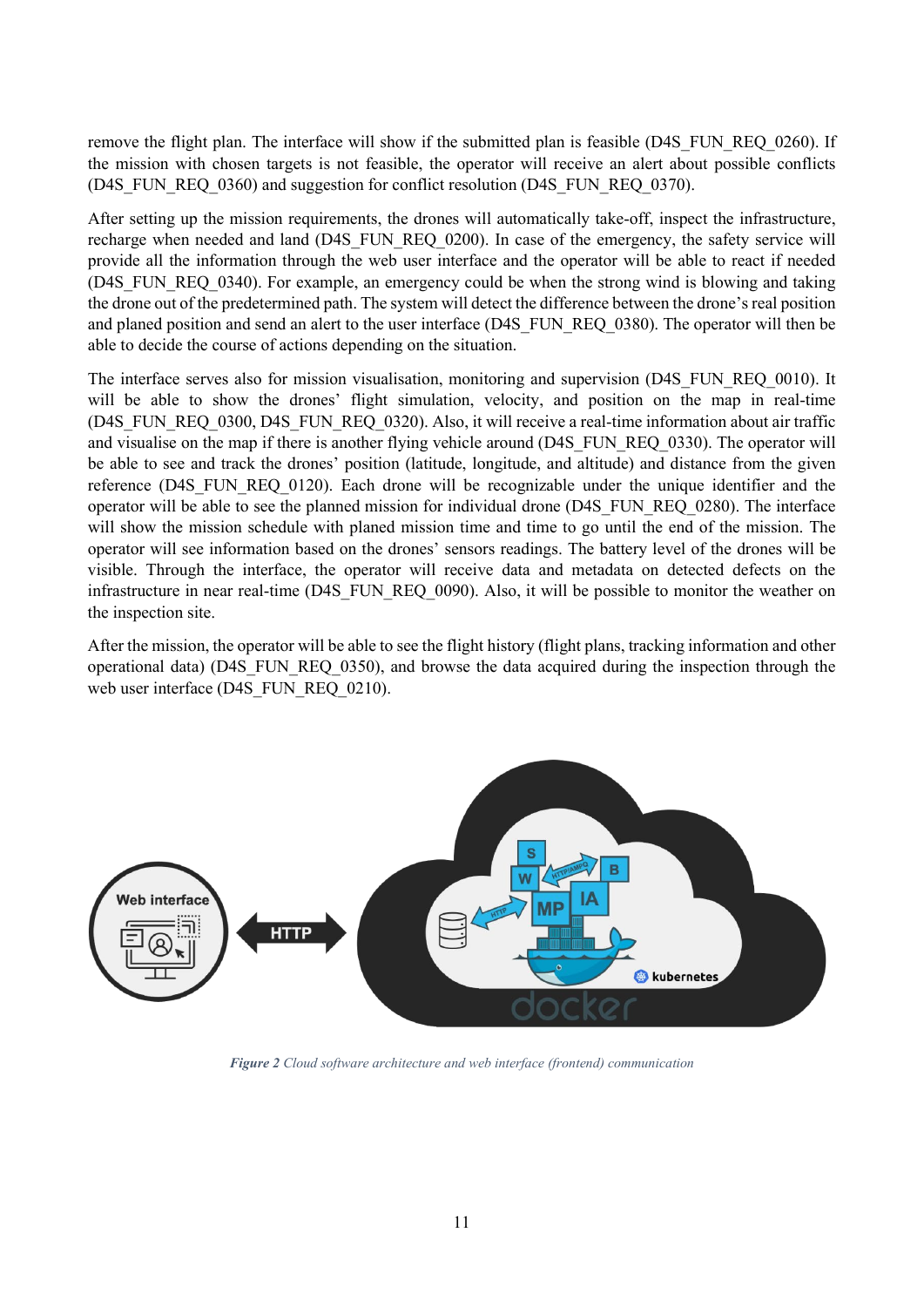remove the flight plan. The interface will show if the submitted plan is feasible (D4S_FUN_REQ_0260). If the mission with chosen targets is not feasible, the operator will receive an alert about possible conflicts (D4S_FUN_REQ_0360) and suggestion for conflict resolution (D4S_FUN_REQ_0370).

After setting up the mission requirements, the drones will automatically take-off, inspect the infrastructure, recharge when needed and land (D4S_FUN_REQ_0200). In case of the emergency, the safety service will provide all the information through the web user interface and the operator will be able to react if needed (D4S_FUN_REQ_0340). For example, an emergency could be when the strong wind is blowing and taking the drone out of the predetermined path. The system will detect the difference between the drone's real position and planed position and send an alert to the user interface (D4S_FUN_REQ_0380). The operator will then be able to decide the course of actions depending on the situation.

The interface serves also for mission visualisation, monitoring and supervision (D4S_FUN_REQ_0010). It will be able to show the drones' flight simulation, velocity, and position on the map in real-time (D4S_FUN_REQ_0300, D4S_FUN_REQ_0320). Also, it will receive a real-time information about air traffic and visualise on the map if there is another flying vehicle around (D4S_FUN_REQ_0330). The operator will be able to see and track the drones' position (latitude, longitude, and altitude) and distance from the given reference (D4S_FUN_REQ_0120). Each drone will be recognizable under the unique identifier and the operator will be able to see the planned mission for individual drone (D4S_FUN_REQ_0280). The interface will show the mission schedule with planed mission time and time to go until the end of the mission. The operator will see information based on the drones' sensors readings. The battery level of the drones will be visible. Through the interface, the operator will receive data and metadata on detected defects on the infrastructure in near real-time (D4S_FUN_REQ_0090). Also, it will be possible to monitor the weather on the inspection site.

After the mission, the operator will be able to see the flight history (flight plans, tracking information and other operational data) (D4S_FUN_REQ_0350), and browse the data acquired during the inspection through the web user interface (D4S_FUN_REQ_0210).

*Figure 2 Cloud software architecture and web interface (frontend) communication*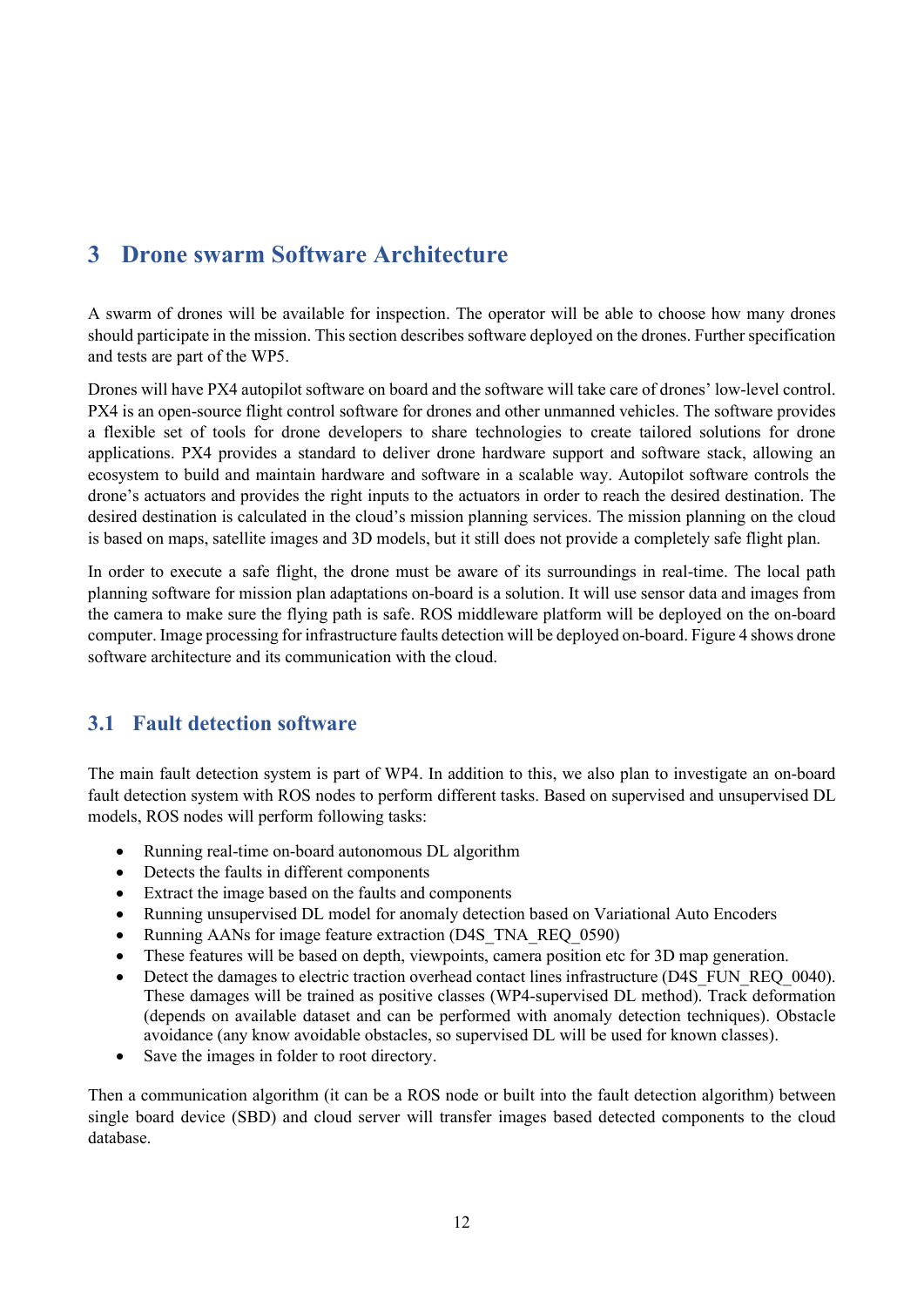# 3 Drone swarm Software Architecture

A swarm of drones will be available for inspection. The operator will be able to choose how many drones should participate in the mission. This section describes software deployed on the drones. Further specification and tests are part of the WP5.

Drones will have PX4 autopilot software on board and the software will take care of drones' low-level control. PX4 is an open-source flight control software for drones and other unmanned vehicles. The software provides a flexible set of tools for drone developers to share technologies to create tailored solutions for drone applications. PX4 provides a standard to deliver drone hardware support and software stack, allowing an ecosystem to build and maintain hardware and software in a scalable way. Autopilot software controls the drone's actuators and provides the right inputs to the actuators in order to reach the desired destination. The desired destination is calculated in the cloud's mission planning services. The mission planning on the cloud is based on maps, satellite images and 3D models, but it still does not provide a completely safe flight plan.

In order to execute a safe flight, the drone must be aware of its surroundings in real-time. The local path planning software for mission plan adaptations on-board is a solution. It will use sensor data and images from the camera to make sure the flying path is safe. ROS middleware platform will be deployed on the on-board computer. Image processing for infrastructure faults detection will be deployed on-board. Figure 4 shows drone software architecture and its communication with the cloud.

## 3.1 Fault detection software

The main fault detection system is part of WP4. In addition to this, we also plan to investigate an on-board fault detection system with ROS nodes to perform different tasks. Based on supervised and unsupervised DL models, ROS nodes will perform following tasks:

- Running real-time on-board autonomous DL algorithm
- Detects the faults in different components
- Extract the image based on the faults and components
- Running unsupervised DL model for anomaly detection based on Variational Auto Encoders
- Running AANs for image feature extraction (D4S_TNA_REQ_0590)
- These features will be based on depth, viewpoints, camera position etc for 3D map generation.
- Detect the damages to electric traction overhead contact lines infrastructure (D4S_FUN_REQ_0040). These damages will be trained as positive classes (WP4-supervised DL method). Track deformation (depends on available dataset and can be performed with anomaly detection techniques). Obstacle avoidance (any know avoidable obstacles, so supervised DL will be used for known classes).
- Save the images in folder to root directory.

Then a communication algorithm (it can be a ROS node or built into the fault detection algorithm) between single board device (SBD) and cloud server will transfer images based detected components to the cloud database.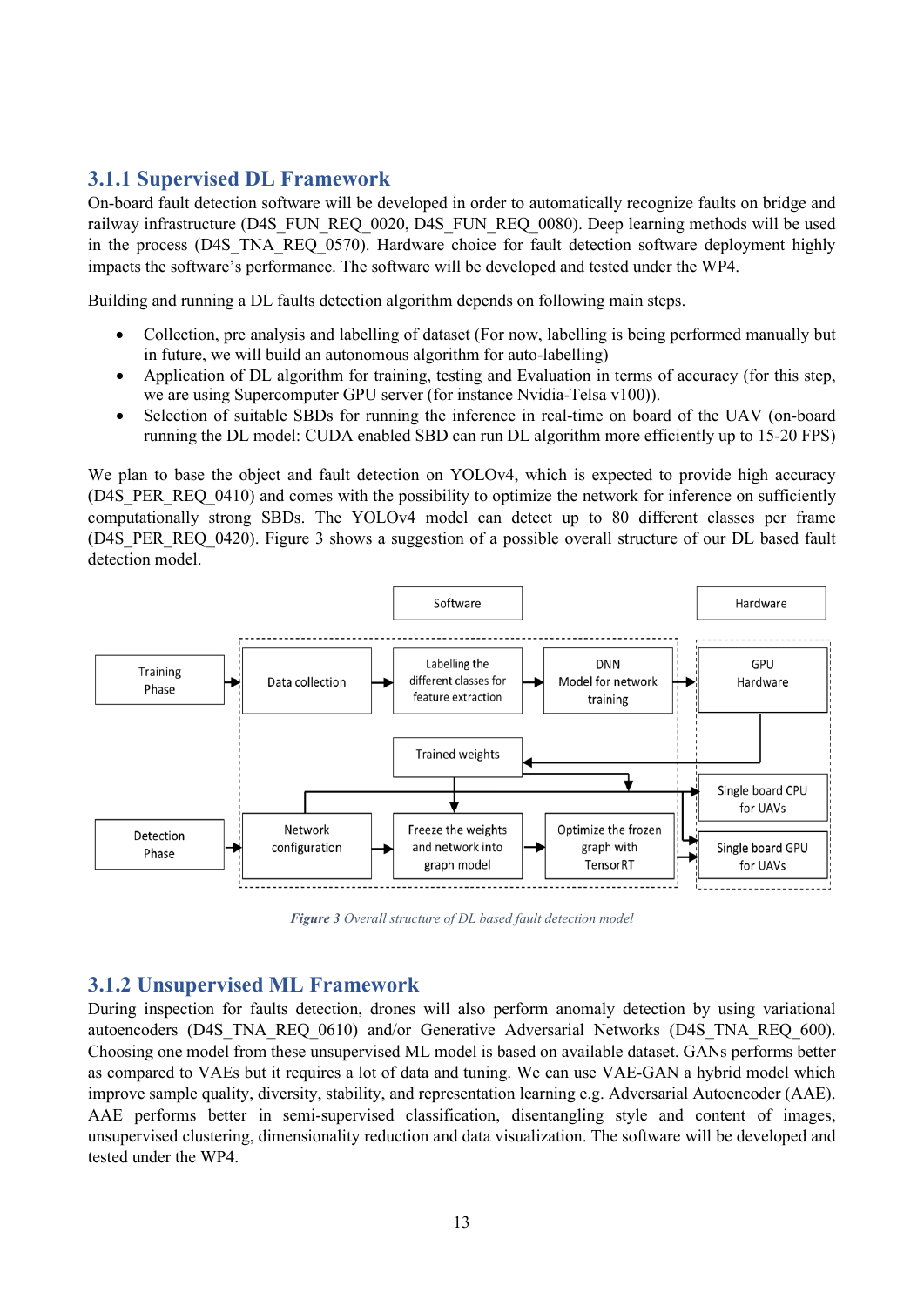### 3.1.1 Supervised DL Framework

On-board fault detection software will be developed in order to automatically recognize faults on bridge and railway infrastructure (D4S_FUN_REQ_0020, D4S_FUN_REQ_0080). Deep learning methods will be used in the process (D4S_TNA_REQ_0570). Hardware choice for fault detection software deployment highly impacts the software's performance. The software will be developed and tested under the WP4.

Building and running a DL faults detection algorithm depends on following main steps.

- Collection, pre analysis and labelling of dataset (For now, labelling is being performed manually but in future, we will build an autonomous algorithm for auto-labelling)
- Application of DL algorithm for training, testing and Evaluation in terms of accuracy (for this step, we are using Supercomputer GPU server (for instance Nvidia-Telsa v100)).
- Selection of suitable SBDs for running the inference in real-time on board of the UAV (on-board running the DL model: CUDA enabled SBD can run DL algorithm more efficiently up to 15-20 FPS)

We plan to base the object and fault detection on YOLOv4, which is expected to provide high accuracy (D4S_PER_REQ_0410) and comes with the possibility to optimize the network for inference on sufficiently computationally strong SBDs. The YOLOv4 model can detect up to 80 different classes per frame (D4S_PER_REQ_0420). Figure 3 shows a suggestion of a possible overall structure of our DL based fault detection model.

*Figure 3 Overall structure of DL based fault detection model*

### 3.1.2 Unsupervised ML Framework

During inspection for faults detection, drones will also perform anomaly detection by using variational autoencoders (D4S_TNA_REQ_0610) and/or Generative Adversarial Networks (D4S_TNA_REQ_600). Choosing one model from these unsupervised ML model is based on available dataset. GANs performs better as compared to VAEs but it requires a lot of data and tuning. We can use VAE-GAN a hybrid model which improve sample quality, diversity, stability, and representation learning e.g. Adversarial Autoencoder (AAE). AAE performs better in semi-supervised classification, disentangling style and content of images, unsupervised clustering, dimensionality reduction and data visualization. The software will be developed and tested under the WP4.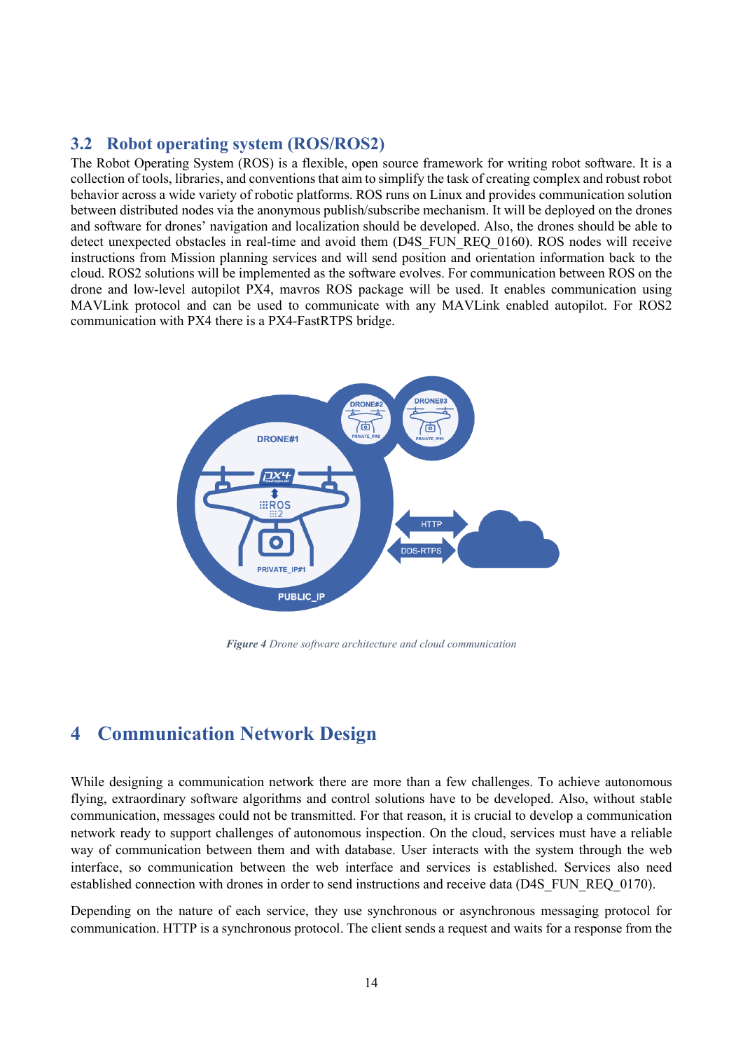## 3.2 Robot operating system (ROS/ROS2)

The Robot Operating System (ROS) is a flexible, open source framework for writing robot software. It is a collection of tools, libraries, and conventions that aim to simplify the task of creating complex and robust robot behavior across a wide variety of robotic platforms. ROS runs on Linux and provides communication solution between distributed nodes via the anonymous publish/subscribe mechanism. It will be deployed on the drones and software for drones' navigation and localization should be developed. Also, the drones should be able to detect unexpected obstacles in real-time and avoid them (D4S_FUN_REQ_0160). ROS nodes will receive instructions from Mission planning services and will send position and orientation information back to the cloud. ROS2 solutions will be implemented as the software evolves. For communication between ROS on the drone and low-level autopilot PX4, mavros ROS package will be used. It enables communication using MAVLink protocol and can be used to communicate with any MAVLink enabled autopilot. For ROS2 communication with PX4 there is a PX4-FastRTPS bridge.

***Figure 4*** *Drone software architecture and cloud communication*

# 4 Communication Network Design

While designing a communication network there are more than a few challenges. To achieve autonomous flying, extraordinary software algorithms and control solutions have to be developed. Also, without stable communication, messages could not be transmitted. For that reason, it is crucial to develop a communication network ready to support challenges of autonomous inspection. On the cloud, services must have a reliable way of communication between them and with database. User interacts with the system through the web interface, so communication between the web interface and services is established. Services also need established connection with drones in order to send instructions and receive data (D4S_FUN_REQ_0170).

Depending on the nature of each service, they use synchronous or asynchronous messaging protocol for communication. HTTP is a synchronous protocol. The client sends a request and waits for a response from the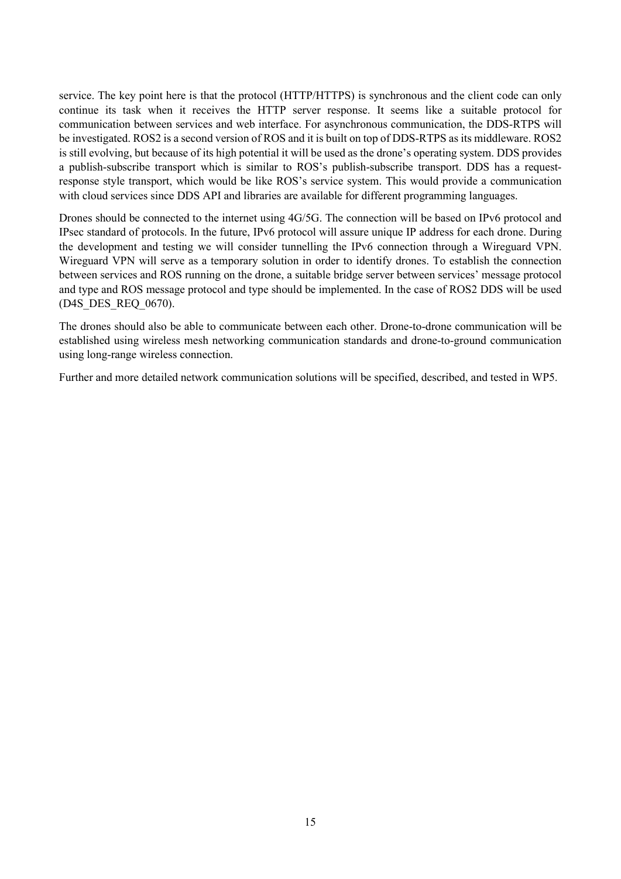service. The key point here is that the protocol (HTTP/HTTPS) is synchronous and the client code can only continue its task when it receives the HTTP server response. It seems like a suitable protocol for communication between services and web interface. For asynchronous communication, the DDS-RTPS will be investigated. ROS2 is a second version of ROS and it is built on top of DDS-RTPS as its middleware. ROS2 is still evolving, but because of its high potential it will be used as the drone's operating system. DDS provides a publish-subscribe transport which is similar to ROS's publish-subscribe transport. DDS has a request-response style transport, which would be like ROS's service system. This would provide a communication with cloud services since DDS API and libraries are available for different programming languages.

Drones should be connected to the internet using 4G/5G. The connection will be based on IPv6 protocol and IPsec standard of protocols. In the future, IPv6 protocol will assure unique IP address for each drone. During the development and testing we will consider tunnelling the IPv6 connection through a Wireguard VPN. Wireguard VPN will serve as a temporary solution in order to identify drones. To establish the connection between services and ROS running on the drone, a suitable bridge server between services' message protocol and type and ROS message protocol and type should be implemented. In the case of ROS2 DDS will be used (D4S_DES_REQ_0670).

The drones should also be able to communicate between each other. Drone-to-drone communication will be established using wireless mesh networking communication standards and drone-to-ground communication using long-range wireless connection.

Further and more detailed network communication solutions will be specified, described, and tested in WP5.